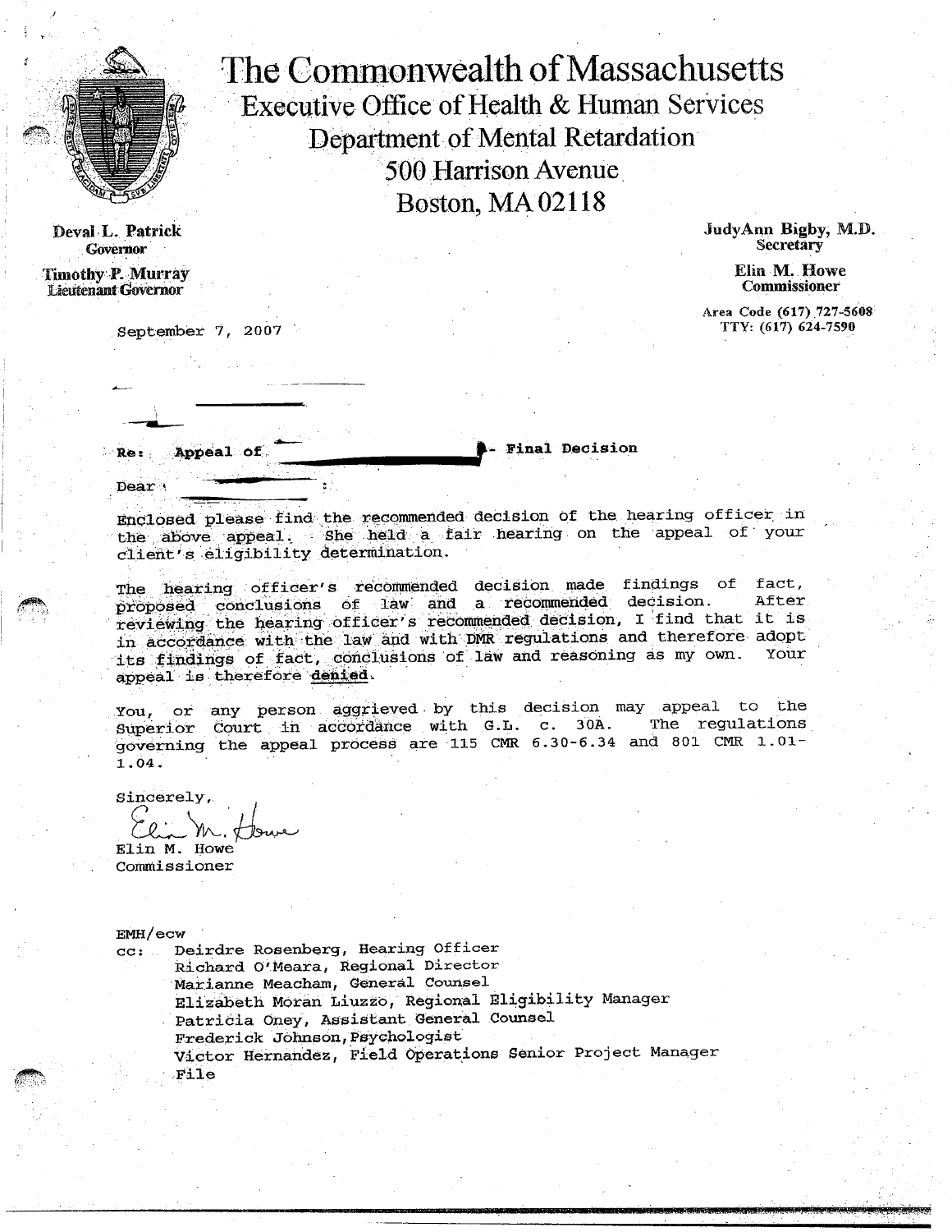# The Commonwealth of Massachusetts

## Executive Office of Health & Human Services
## Department of Mental Retardation
## 500 Harrison Avenue
## Boston, MA 02118

**Deval L. Patrick**
**Governor**

**Timothy P. Murray**
**Lieutenant Governor**

**JudyAnn Bigby, M.D.**
**Secretary**

**Elin M. Howe**
**Commissioner**

Area Code (617) 727-5608
TTY: (617) 624-7590

September 7, 2007

**Re: Appeal of [redacted] - Final Decision**

Dear [redacted]:

Enclosed please find the recommended decision of the hearing officer in the above appeal. She held a fair hearing on the appeal of your client's eligibility determination.

The hearing officer's recommended decision made findings of fact, proposed conclusions of law and a recommended decision. After reviewing the hearing officer's recommended decision, I find that it is in accordance with the law and with DMR regulations and therefore adopt its findings of fact, conclusions of law and reasoning as my own. Your appeal is therefore **denied**.

You, or any person aggrieved by this decision may appeal to the Superior Court in accordance with G.L. c. 30A. The regulations governing the appeal process are 115 CMR 6.30-6.34 and 801 CMR 1.01-1.04.

Sincerely,

Elin M. Howe
Commissioner

EMH/ecw

cc: Deirdre Rosenberg, Hearing Officer
Richard O'Meara, Regional Director
Marianne Meacham, General Counsel
Elizabeth Moran Liuzzo, Regional Eligibility Manager
Patricia Oney, Assistant General Counsel
Frederick Johnson, Psychologist
Victor Hernandez, Field Operations Senior Project Manager
File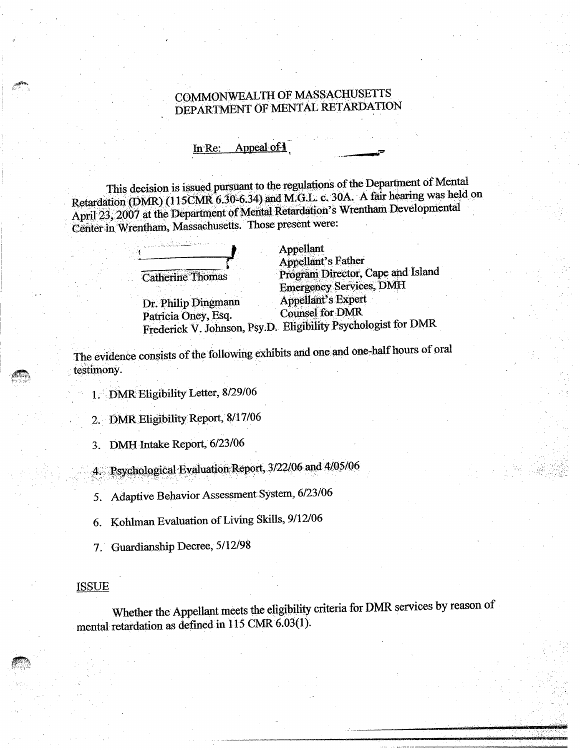COMMONWEALTH OF MASSACHUSETTS
DEPARTMENT OF MENTAL RETARDATION

In Re: Appeal of

This decision is issued pursuant to the regulations of the Department of Mental Retardation (DMR) (115CMR 6.30-6.34) and M.G.L. c. 30A. A fair hearing was held on April 23, 2007 at the Department of Mental Retardation's Wrentham Developmental Center in Wrentham, Massachusetts. Those present were:

| | |
|---|---|
| | Appellant |
| | Appellant's Father |
| Catherine Thomas | Program Director, Cape and Island Emergency Services, DMH |
| Dr. Philip Dingmann | Appellant's Expert |
| Patricia Oney, Esq. | Counsel for DMR |
| Frederick V. Johnson, Psy.D. | Eligibility Psychologist for DMR |

The evidence consists of the following exhibits and one and one-half hours of oral testimony.

1. DMR Eligibility Letter, 8/29/06
2. DMR Eligibility Report, 8/17/06
3. DMH Intake Report, 6/23/06
4. Psychological Evaluation Report, 3/22/06 and 4/05/06
5. Adaptive Behavior Assessment System, 6/23/06
6. Kohlman Evaluation of Living Skills, 9/12/06
7. Guardianship Decree, 5/12/98

## ISSUE

Whether the Appellant meets the eligibility criteria for DMR services by reason of mental retardation as defined in 115 CMR 6.03(1).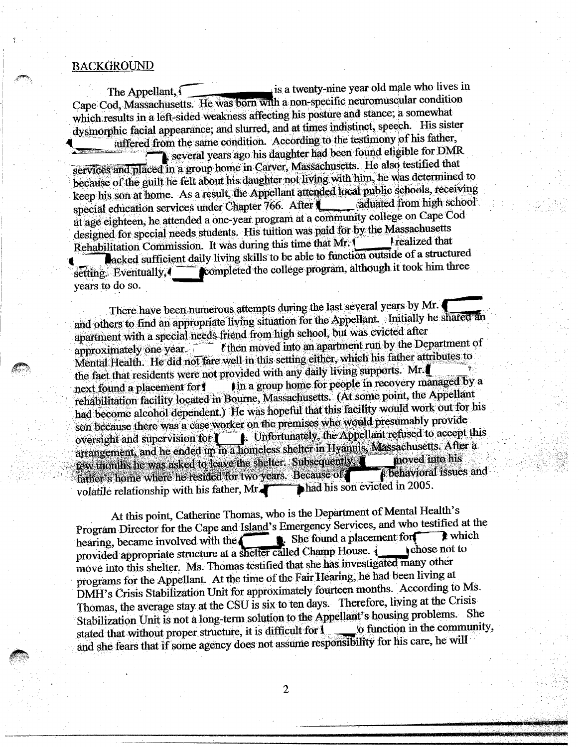## BACKGROUND

The Appellant, [redacted] is a twenty-nine year old male who lives in Cape Cod, Massachusetts. He was born with a non-specific neuromuscular condition which results in a left-sided weakness affecting his posture and stance; a somewhat dysmorphic facial appearance; and slurred, and at times indistinct, speech. His sister [redacted] suffered from the same condition. According to the testimony of his father, [redacted] several years ago his daughter had been found eligible for DMR services and placed in a group home in Carver, Massachusetts. He also testified that because of the guilt he felt about his daughter not living with him, he was determined to keep his son at home. As a result, the Appellant attended local public schools, receiving special education services under Chapter 766. After [redacted] graduated from high school at age eighteen, he attended a one-year program at a community college on Cape Cod designed for special needs students. His tuition was paid for by the Massachusetts Rehabilitation Commission. It was during this time that Mr. [redacted] realized that [redacted] lacked sufficient daily living skills to be able to function outside of a structured setting. Eventually, [redacted] completed the college program, although it took him three years to do so.

There have been numerous attempts during the last several years by Mr. [redacted] and others to find an appropriate living situation for the Appellant. Initially he shared an apartment with a special needs friend from high school, but was evicted after approximately one year. [redacted] then moved into an apartment run by the Department of Mental Health. He did not fare well in this setting either, which his father attributes to the fact that residents were not provided with any daily living supports. Mr. [redacted] next found a placement for [redacted] in a group home for people in recovery managed by a rehabilitation facility located in Bourne, Massachusetts. (At some point, the Appellant had become alcohol dependent.) He was hopeful that this facility would work out for his son because there was a case worker on the premises who would presumably provide oversight and supervision for [redacted]. Unfortunately, the Appellant refused to accept this arrangement, and he ended up in a homeless shelter in Hyannis, Massachusetts. After a few months he was asked to leave the shelter. Subsequently, [redacted] moved into his father's home where he resided for two years. Because of [redacted] behavioral issues and volatile relationship with his father, Mr. [redacted] had his son evicted in 2005.

At this point, Catherine Thomas, who is the Department of Mental Health's Program Director for the Cape and Island's Emergency Services, and who testified at the hearing, became involved with the [redacted]. She found a placement for [redacted] which provided appropriate structure at a shelter called Champ House. [redacted] chose not to move into this shelter. Ms. Thomas testified that she has investigated many other programs for the Appellant. At the time of the Fair Hearing, he had been living at DMH's Crisis Stabilization Unit for approximately fourteen months. According to Ms. Thomas, the average stay at the CSU is six to ten days. Therefore, living at the Crisis Stabilization Unit is not a long-term solution to the Appellant's housing problems. She stated that without proper structure, it is difficult for [redacted] to function in the community, and she fears that if some agency does not assume responsibility for his care, he will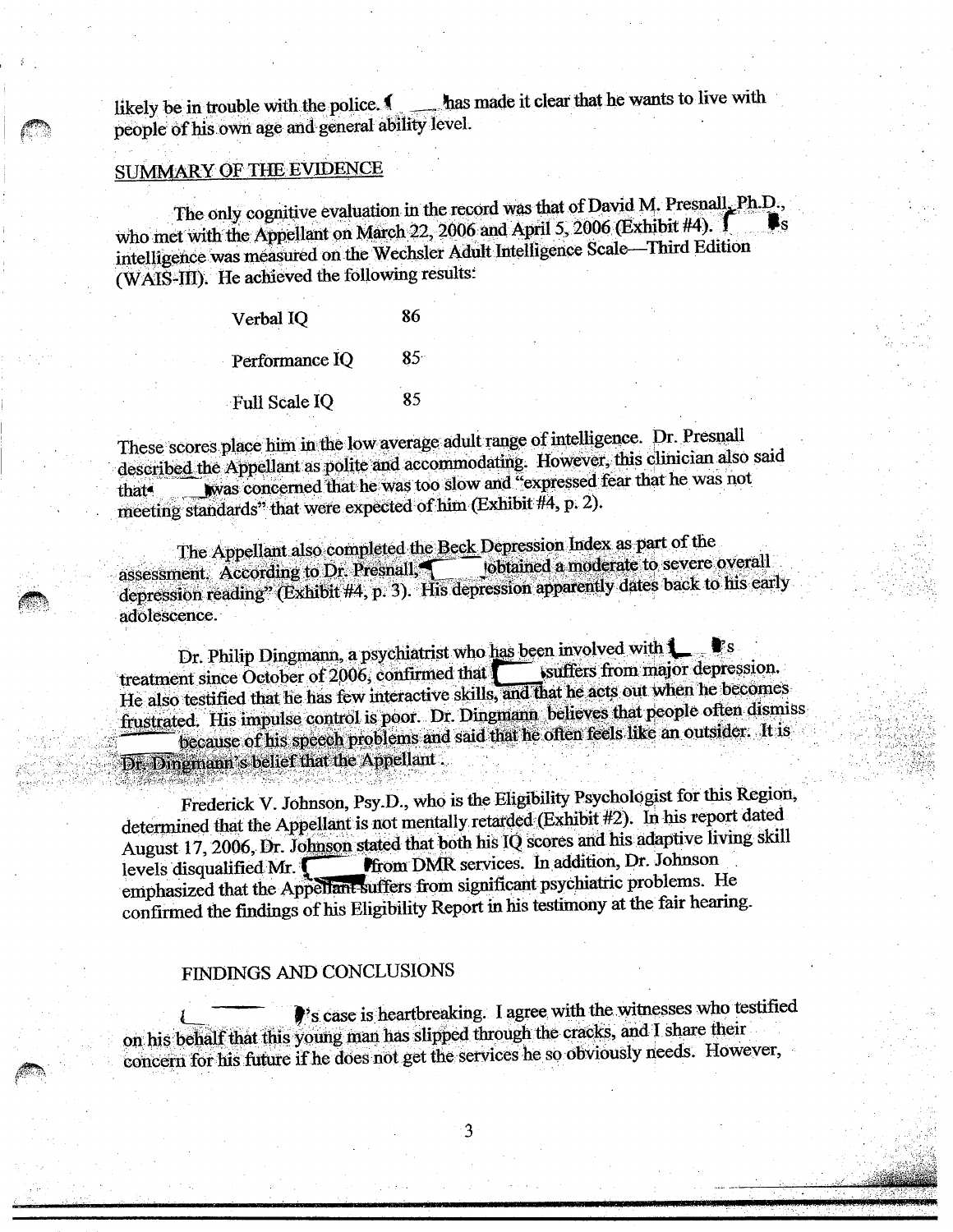likely be in trouble with the police. has made it clear that he wants to live with people of his own age and general ability level.

## SUMMARY OF THE EVIDENCE

The only cognitive evaluation in the record was that of David M. Presnall, Ph.D., who met with the Appellant on March 22, 2006 and April 5, 2006 (Exhibit #4). 's intelligence was measured on the Wechsler Adult Intelligence Scale—Third Edition (WAIS-III). He achieved the following results:

| | |
|---|---|
| Verbal IQ | 86 |
| Performance IQ | 85 |
| Full Scale IQ | 85 |

These scores place him in the low average adult range of intelligence. Dr. Presnall described the Appellant as polite and accommodating. However, this clinician also said that was concerned that he was too slow and "expressed fear that he was not meeting standards" that were expected of him (Exhibit #4, p. 2).

The Appellant also completed the Beck Depression Index as part of the assessment. According to Dr. Presnall, obtained a moderate to severe overall depression reading" (Exhibit #4, p. 3). His depression apparently dates back to his early adolescence.

Dr. Philip Dingmann, a psychiatrist who has been involved with 's treatment since October of 2006, confirmed that suffers from major depression. He also testified that he has few interactive skills, and that he acts out when he becomes frustrated. His impulse control is poor. Dr. Dingmann believes that people often dismiss because of his speech problems and said that he often feels like an outsider. It is Dr. Dingmann's belief that the Appellant .

Frederick V. Johnson, Psy.D., who is the Eligibility Psychologist for this Region, determined that the Appellant is not mentally retarded (Exhibit #2). In his report dated August 17, 2006, Dr. Johnson stated that both his IQ scores and his adaptive living skill levels disqualified Mr. from DMR services. In addition, Dr. Johnson emphasized that the Appellant suffers from significant psychiatric problems. He confirmed the findings of his Eligibility Report in his testimony at the fair hearing.

## FINDINGS AND CONCLUSIONS

's case is heartbreaking. I agree with the witnesses who testified on his behalf that this young man has slipped through the cracks, and I share their concern for his future if he does not get the services he so obviously needs. However,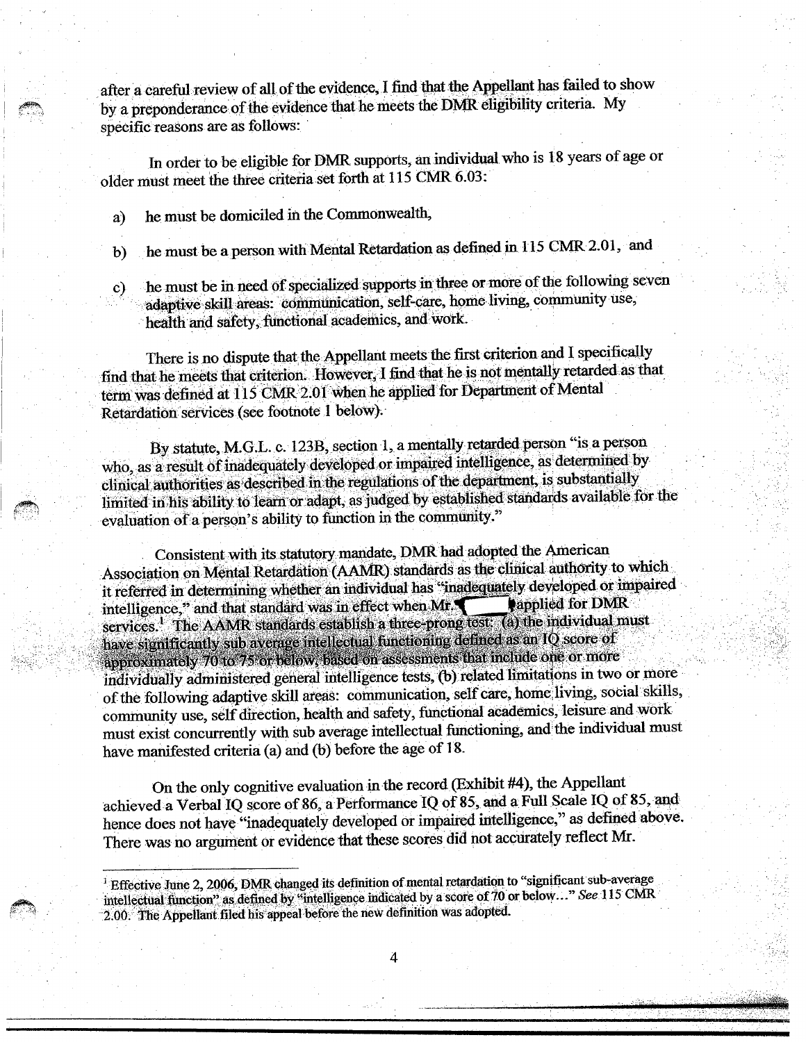after a careful review of all of the evidence, I find that the Appellant has failed to show by a preponderance of the evidence that he meets the DMR eligibility criteria. My specific reasons are as follows:

In order to be eligible for DMR supports, an individual who is 18 years of age or older must meet the three criteria set forth at 115 CMR 6.03:

a) he must be domiciled in the Commonwealth,

b) he must be a person with Mental Retardation as defined in 115 CMR 2.01, and

c) he must be in need of specialized supports in three or more of the following seven adaptive skill areas: communication, self-care, home living, community use, health and safety, functional academics, and work.

There is no dispute that the Appellant meets the first criterion and I specifically find that he meets that criterion. However, I find that he is not mentally retarded as that term was defined at 115 CMR 2.01 when he applied for Department of Mental Retardation services (see footnote 1 below).

By statute, M.G.L. c. 123B, section 1, a mentally retarded person "is a person who, as a result of inadequately developed or impaired intelligence, as determined by clinical authorities as described in the regulations of the department, is substantially limited in his ability to learn or adapt, as judged by established standards available for the evaluation of a person's ability to function in the community."

Consistent with its statutory mandate, DMR had adopted the American Association on Mental Retardation (AAMR) standards as the clinical authority to which it referred in determining whether an individual has "inadequately developed or impaired intelligence," and that standard was in effect when Mr. applied for DMR services.[1] The AAMR standards establish a three-prong test: (a) the individual must have significantly sub average intellectual functioning defined as an IQ score of approximately 70 to 75 or below, based on assessments that include one or more individually administered general intelligence tests, (b) related limitations in two or more of the following adaptive skill areas: communication, self care, home living, social skills, community use, self direction, health and safety, functional academics, leisure and work must exist concurrently with sub average intellectual functioning, and the individual must have manifested criteria (a) and (b) before the age of 18.

On the only cognitive evaluation in the record (Exhibit #4), the Appellant achieved a Verbal IQ score of 86, a Performance IQ of 85, and a Full Scale IQ of 85, and hence does not have "inadequately developed or impaired intelligence," as defined above. There was no argument or evidence that these scores did not accurately reflect Mr.

---

[1] Effective June 2, 2006, DMR changed its definition of mental retardation to "significant sub-average intellectual function" as defined by "intelligence indicated by a score of 70 or below…" *See* 115 CMR 2.00. The Appellant filed his appeal before the new definition was adopted.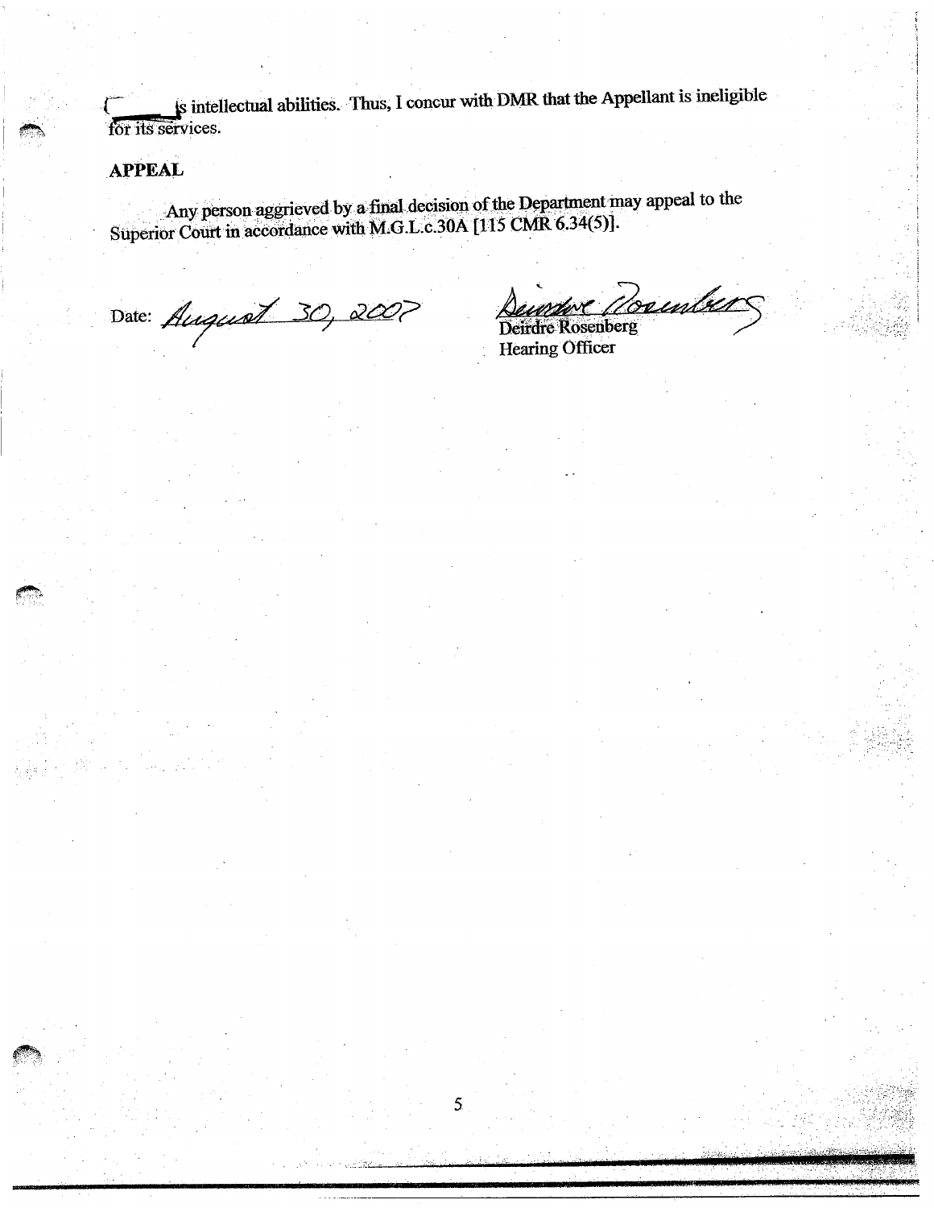[___]'s intellectual abilities. Thus, I concur with DMR that the Appellant is ineligible for its services.

**APPEAL**

Any person aggrieved by a final decision of the Department may appeal to the Superior Court in accordance with M.G.L.c.30A [115 CMR 6.34(5)].

Date: *August 30, 2007*

*Deirdre Rosenberg*
Deirdre Rosenberg
Hearing Officer